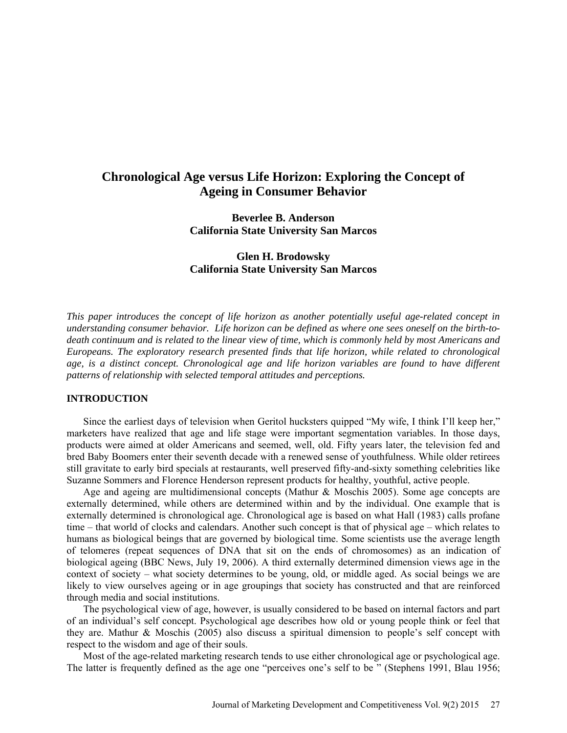# Chronological Age versus Life Horizon: Exploring the Concept of Ageing in Consumer Behavior

**Beverlee B. Anderson**
**California State University San Marcos**

**Glen H. Brodowsky**
**California State University San Marcos**

*This paper introduces the concept of life horizon as another potentially useful age-related concept in understanding consumer behavior. Life horizon can be defined as where one sees oneself on the birth-to-death continuum and is related to the linear view of time, which is commonly held by most Americans and Europeans. The exploratory research presented finds that life horizon, while related to chronological age, is a distinct concept. Chronological age and life horizon variables are found to have different patterns of relationship with selected temporal attitudes and perceptions.*

## INTRODUCTION

Since the earliest days of television when Geritol hucksters quipped "My wife, I think I'll keep her," marketers have realized that age and life stage were important segmentation variables. In those days, products were aimed at older Americans and seemed, well, old. Fifty years later, the television fed and bred Baby Boomers enter their seventh decade with a renewed sense of youthfulness. While older retirees still gravitate to early bird specials at restaurants, well preserved fifty-and-sixty something celebrities like Suzanne Sommers and Florence Henderson represent products for healthy, youthful, active people.

Age and ageing are multidimensional concepts (Mathur & Moschis 2005). Some age concepts are externally determined, while others are determined within and by the individual. One example that is externally determined is chronological age. Chronological age is based on what Hall (1983) calls profane time – that world of clocks and calendars. Another such concept is that of physical age – which relates to humans as biological beings that are governed by biological time. Some scientists use the average length of telomeres (repeat sequences of DNA that sit on the ends of chromosomes) as an indication of biological ageing (BBC News, July 19, 2006). A third externally determined dimension views age in the context of society – what society determines to be young, old, or middle aged. As social beings we are likely to view ourselves ageing or in age groupings that society has constructed and that are reinforced through media and social institutions.

The psychological view of age, however, is usually considered to be based on internal factors and part of an individual's self concept. Psychological age describes how old or young people think or feel that they are. Mathur & Moschis (2005) also discuss a spiritual dimension to people's self concept with respect to the wisdom and age of their souls.

Most of the age-related marketing research tends to use either chronological age or psychological age. The latter is frequently defined as the age one "perceives one's self to be " (Stephens 1991, Blau 1956;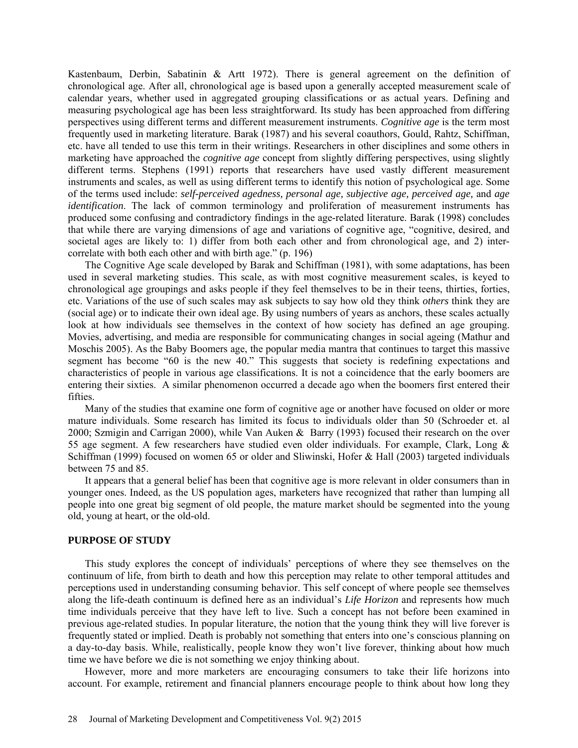Kastenbaum, Derbin, Sabatinin & Artt 1972). There is general agreement on the definition of chronological age. After all, chronological age is based upon a generally accepted measurement scale of calendar years, whether used in aggregated grouping classifications or as actual years. Defining and measuring psychological age has been less straightforward. Its study has been approached from differing perspectives using different terms and different measurement instruments. *Cognitive age* is the term most frequently used in marketing literature. Barak (1987) and his several coauthors, Gould, Rahtz, Schiffman, etc. have all tended to use this term in their writings. Researchers in other disciplines and some others in marketing have approached the *cognitive age* concept from slightly differing perspectives, using slightly different terms. Stephens (1991) reports that researchers have used vastly different measurement instruments and scales, as well as using different terms to identify this notion of psychological age. Some of the terms used include: ***self-perceived agedness, personal age, subjective age, perceived age,*** and ***age identification***. The lack of common terminology and proliferation of measurement instruments has produced some confusing and contradictory findings in the age-related literature. Barak (1998) concludes that while there are varying dimensions of age and variations of cognitive age, "cognitive, desired, and societal ages are likely to: 1) differ from both each other and from chronological age, and 2) inter-correlate with both each other and with birth age." (p. 196)

The Cognitive Age scale developed by Barak and Schiffman (1981), with some adaptations, has been used in several marketing studies. This scale, as with most cognitive measurement scales, is keyed to chronological age groupings and asks people if they feel themselves to be in their teens, thirties, forties, etc. Variations of the use of such scales may ask subjects to say how old they think *others* think they are (social age) or to indicate their own ideal age. By using numbers of years as anchors, these scales actually look at how individuals see themselves in the context of how society has defined an age grouping. Movies, advertising, and media are responsible for communicating changes in social ageing (Mathur and Moschis 2005). As the Baby Boomers age, the popular media mantra that continues to target this massive segment has become "60 is the new 40." This suggests that society is redefining expectations and characteristics of people in various age classifications. It is not a coincidence that the early boomers are entering their sixties. A similar phenomenon occurred a decade ago when the boomers first entered their fifties.

Many of the studies that examine one form of cognitive age or another have focused on older or more mature individuals. Some research has limited its focus to individuals older than 50 (Schroeder et. al 2000; Szmigin and Carrigan 2000), while Van Auken & Barry (1993) focused their research on the over 55 age segment. A few researchers have studied even older individuals. For example, Clark, Long & Schiffman (1999) focused on women 65 or older and Sliwinski, Hofer & Hall (2003) targeted individuals between 75 and 85.

It appears that a general belief has been that cognitive age is more relevant in older consumers than in younger ones. Indeed, as the US population ages, marketers have recognized that rather than lumping all people into one great big segment of old people, the mature market should be segmented into the young old, young at heart, or the old-old.

## PURPOSE OF STUDY

This study explores the concept of individuals' perceptions of where they see themselves on the continuum of life, from birth to death and how this perception may relate to other temporal attitudes and perceptions used in understanding consuming behavior. This self concept of where people see themselves along the life-death continuum is defined here as an individual's *Life Horizon* and represents how much time individuals perceive that they have left to live. Such a concept has not before been examined in previous age-related studies. In popular literature, the notion that the young think they will live forever is frequently stated or implied. Death is probably not something that enters into one's conscious planning on a day-to-day basis. While, realistically, people know they won't live forever, thinking about how much time we have before we die is not something we enjoy thinking about.

However, more and more marketers are encouraging consumers to take their life horizons into account. For example, retirement and financial planners encourage people to think about how long they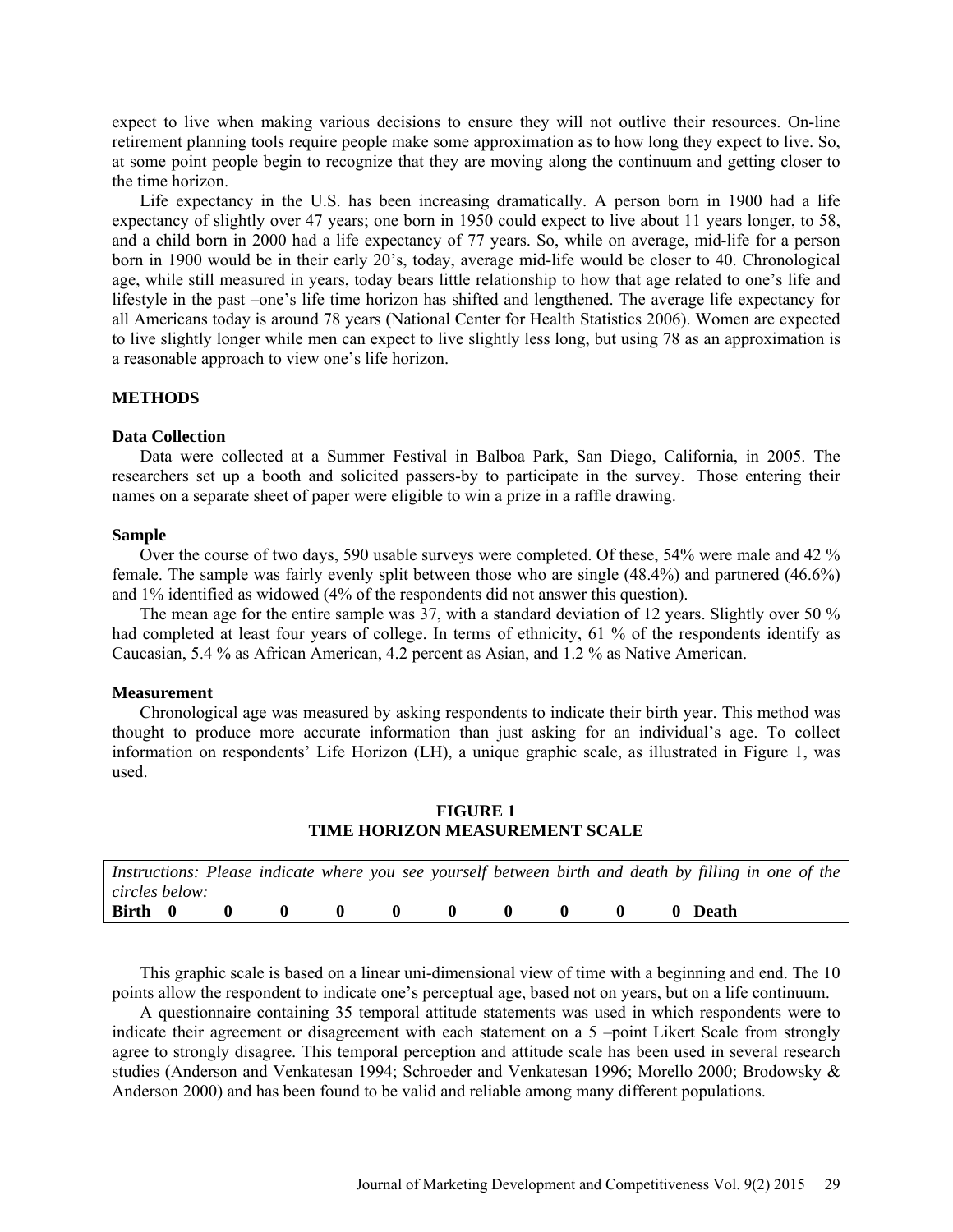expect to live when making various decisions to ensure they will not outlive their resources. On-line retirement planning tools require people make some approximation as to how long they expect to live. So, at some point people begin to recognize that they are moving along the continuum and getting closer to the time horizon.

Life expectancy in the U.S. has been increasing dramatically. A person born in 1900 had a life expectancy of slightly over 47 years; one born in 1950 could expect to live about 11 years longer, to 58, and a child born in 2000 had a life expectancy of 77 years. So, while on average, mid-life for a person born in 1900 would be in their early 20's, today, average mid-life would be closer to 40. Chronological age, while still measured in years, today bears little relationship to how that age related to one's life and lifestyle in the past –one's life time horizon has shifted and lengthened. The average life expectancy for all Americans today is around 78 years (National Center for Health Statistics 2006). Women are expected to live slightly longer while men can expect to live slightly less long, but using 78 as an approximation is a reasonable approach to view one's life horizon.

## METHODS

### Data Collection

Data were collected at a Summer Festival in Balboa Park, San Diego, California, in 2005. The researchers set up a booth and solicited passers-by to participate in the survey. Those entering their names on a separate sheet of paper were eligible to win a prize in a raffle drawing.

### Sample

Over the course of two days, 590 usable surveys were completed. Of these, 54% were male and 42 % female. The sample was fairly evenly split between those who are single (48.4%) and partnered (46.6%) and 1% identified as widowed (4% of the respondents did not answer this question).

The mean age for the entire sample was 37, with a standard deviation of 12 years. Slightly over 50 % had completed at least four years of college. In terms of ethnicity, 61 % of the respondents identify as Caucasian, 5.4 % as African American, 4.2 percent as Asian, and 1.2 % as Native American.

### Measurement

Chronological age was measured by asking respondents to indicate their birth year. This method was thought to produce more accurate information than just asking for an individual's age. To collect information on respondents' Life Horizon (LH), a unique graphic scale, as illustrated in Figure 1, was used.

**FIGURE 1**
**TIME HORIZON MEASUREMENT SCALE**

| *Instructions: Please indicate where you see yourself between birth and death by filling in one of the circles below:* |
|---|
| **Birth 0 0 0 0 0 0 0 0 0 0 Death** |

This graphic scale is based on a linear uni-dimensional view of time with a beginning and end. The 10 points allow the respondent to indicate one's perceptual age, based not on years, but on a life continuum.

A questionnaire containing 35 temporal attitude statements was used in which respondents were to indicate their agreement or disagreement with each statement on a 5 –point Likert Scale from strongly agree to strongly disagree. This temporal perception and attitude scale has been used in several research studies (Anderson and Venkatesan 1994; Schroeder and Venkatesan 1996; Morello 2000; Brodowsky & Anderson 2000) and has been found to be valid and reliable among many different populations.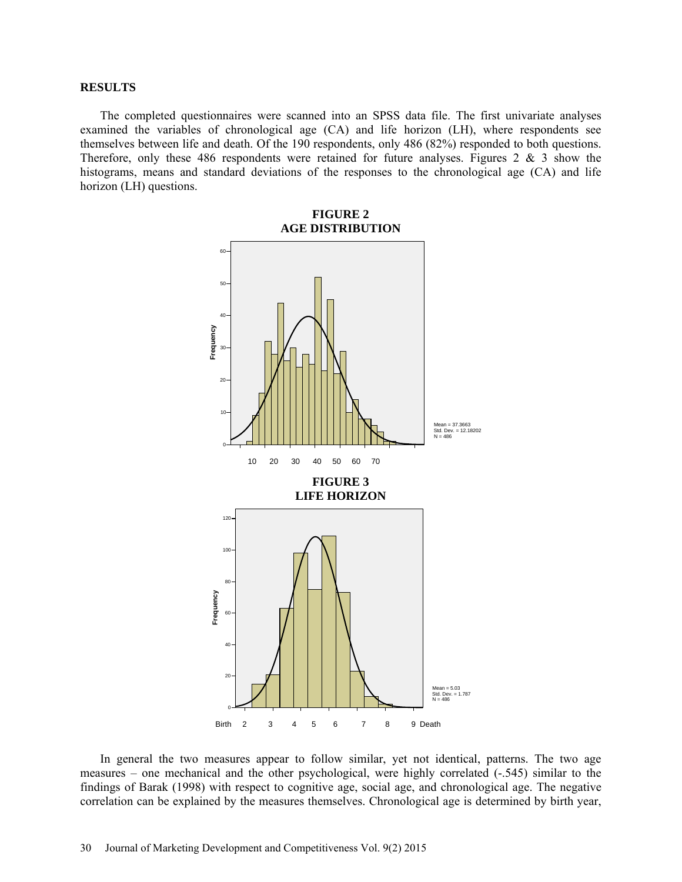## RESULTS

The completed questionnaires were scanned into an SPSS data file. The first univariate analyses examined the variables of chronological age (CA) and life horizon (LH), where respondents see themselves between life and death. Of the 190 respondents, only 486 (82%) responded to both questions. Therefore, only these 486 respondents were retained for future analyses. Figures 2 & 3 show the histograms, means and standard deviations of the responses to the chronological age (CA) and life horizon (LH) questions.

**FIGURE 2**
**AGE DISTRIBUTION**

Mean = 37.3663
Std. Dev. = 12.18202
N = 486

**FIGURE 3**
**LIFE HORIZON**

Mean = 5.03
Std. Dev. = 1.787
N = 486

In general the two measures appear to follow similar, yet not identical, patterns. The two age measures – one mechanical and the other psychological, were highly correlated (-.545) similar to the findings of Barak (1998) with respect to cognitive age, social age, and chronological age. The negative correlation can be explained by the measures themselves. Chronological age is determined by birth year,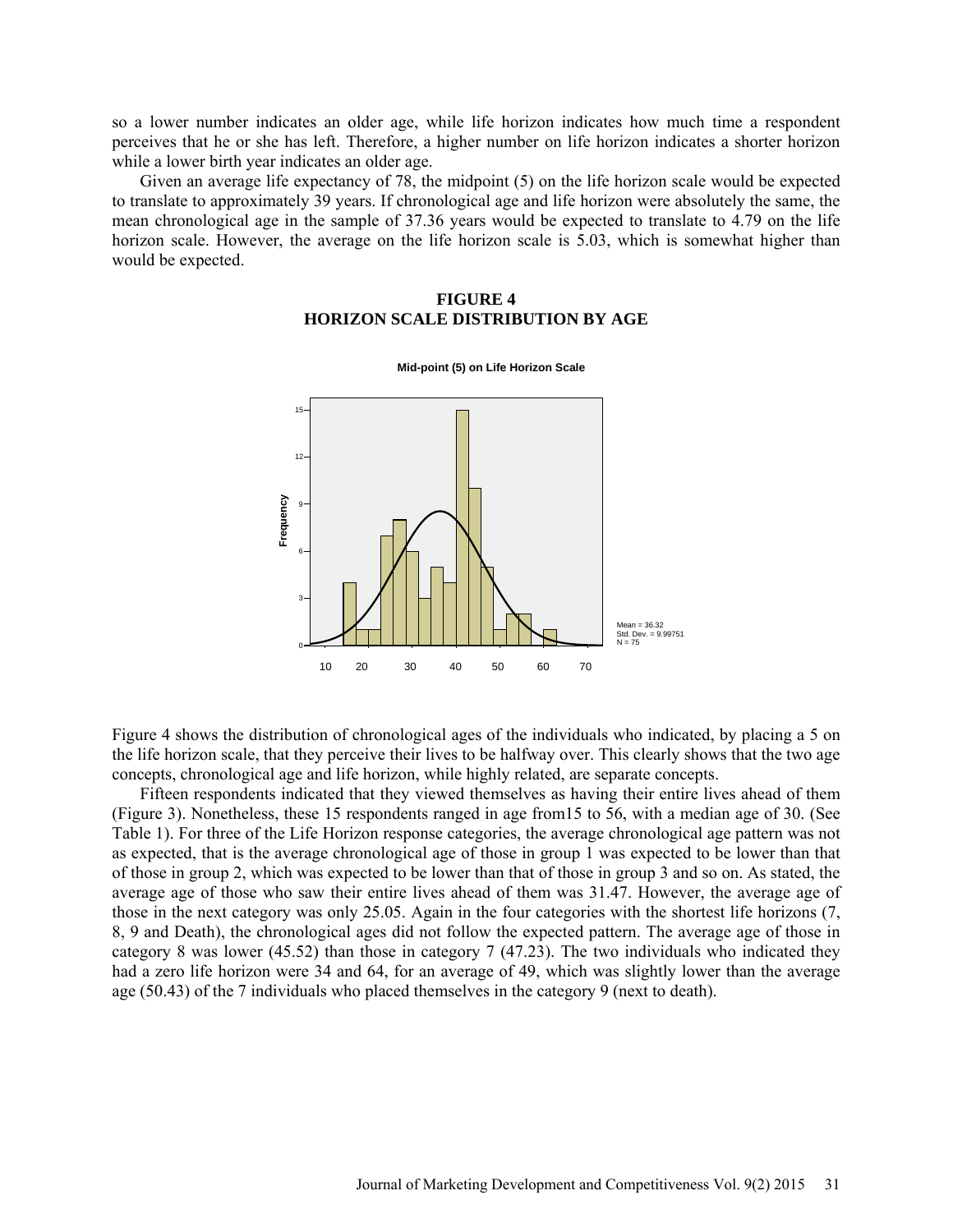so a lower number indicates an older age, while life horizon indicates how much time a respondent perceives that he or she has left. Therefore, a higher number on life horizon indicates a shorter horizon while a lower birth year indicates an older age.

Given an average life expectancy of 78, the midpoint (5) on the life horizon scale would be expected to translate to approximately 39 years. If chronological age and life horizon were absolutely the same, the mean chronological age in the sample of 37.36 years would be expected to translate to 4.79 on the life horizon scale. However, the average on the life horizon scale is 5.03, which is somewhat higher than would be expected.

**FIGURE 4**
**HORIZON SCALE DISTRIBUTION BY AGE**

Figure 4 shows the distribution of chronological ages of the individuals who indicated, by placing a 5 on the life horizon scale, that they perceive their lives to be halfway over. This clearly shows that the two age concepts, chronological age and life horizon, while highly related, are separate concepts.

Fifteen respondents indicated that they viewed themselves as having their entire lives ahead of them (Figure 3). Nonetheless, these 15 respondents ranged in age from15 to 56, with a median age of 30. (See Table 1). For three of the Life Horizon response categories, the average chronological age pattern was not as expected, that is the average chronological age of those in group 1 was expected to be lower than that of those in group 2, which was expected to be lower than that of those in group 3 and so on. As stated, the average age of those who saw their entire lives ahead of them was 31.47. However, the average age of those in the next category was only 25.05. Again in the four categories with the shortest life horizons (7, 8, 9 and Death), the chronological ages did not follow the expected pattern. The average age of those in category 8 was lower (45.52) than those in category 7 (47.23). The two individuals who indicated they had a zero life horizon were 34 and 64, for an average of 49, which was slightly lower than the average age (50.43) of the 7 individuals who placed themselves in the category 9 (next to death).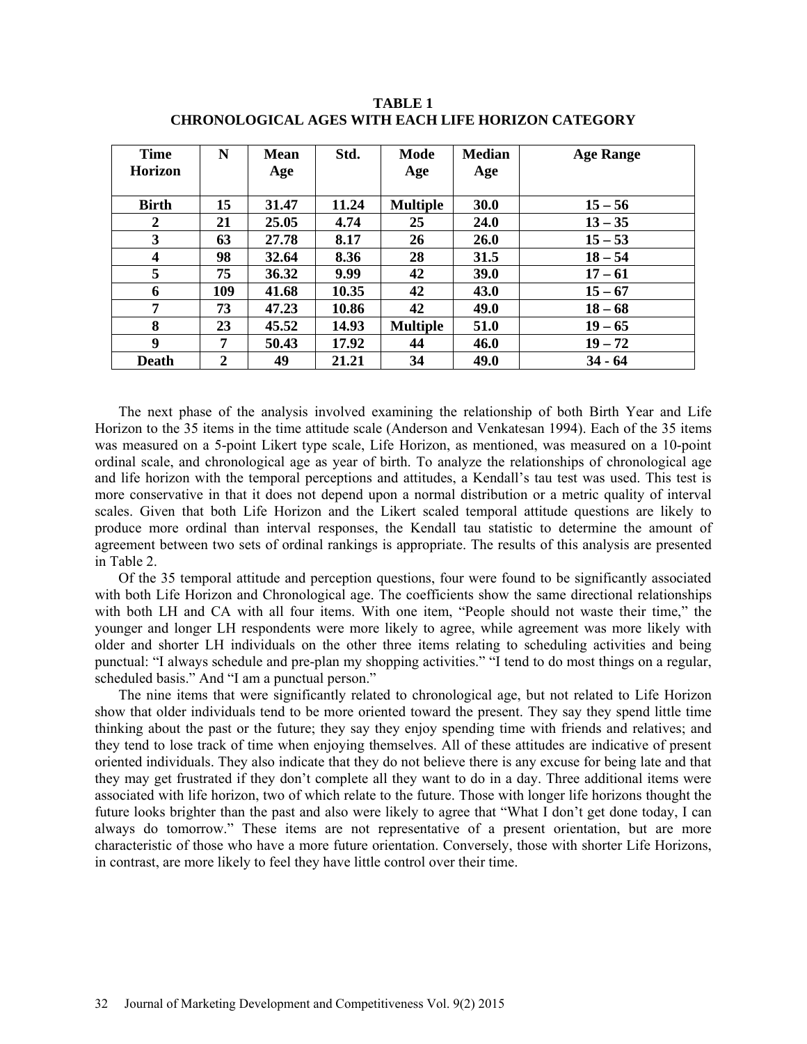**TABLE 1**
**CHRONOLOGICAL AGES WITH EACH LIFE HORIZON CATEGORY**

| Time Horizon | N | Mean Age | Std. | Mode Age | Median Age | Age Range |
|---|---|---|---|---|---|---|
| Birth | 15 | 31.47 | 11.24 | Multiple | 30.0 | 15 – 56 |
| 2 | 21 | 25.05 | 4.74 | 25 | 24.0 | 13 – 35 |
| 3 | 63 | 27.78 | 8.17 | 26 | 26.0 | 15 – 53 |
| 4 | 98 | 32.64 | 8.36 | 28 | 31.5 | 18 – 54 |
| 5 | 75 | 36.32 | 9.99 | 42 | 39.0 | 17 – 61 |
| 6 | 109 | 41.68 | 10.35 | 42 | 43.0 | 15 – 67 |
| 7 | 73 | 47.23 | 10.86 | 42 | 49.0 | 18 – 68 |
| 8 | 23 | 45.52 | 14.93 | Multiple | 51.0 | 19 – 65 |
| 9 | 7 | 50.43 | 17.92 | 44 | 46.0 | 19 – 72 |
| Death | 2 | 49 | 21.21 | 34 | 49.0 | 34 - 64 |

The next phase of the analysis involved examining the relationship of both Birth Year and Life Horizon to the 35 items in the time attitude scale (Anderson and Venkatesan 1994). Each of the 35 items was measured on a 5-point Likert type scale, Life Horizon, as mentioned, was measured on a 10-point ordinal scale, and chronological age as year of birth. To analyze the relationships of chronological age and life horizon with the temporal perceptions and attitudes, a Kendall's tau test was used. This test is more conservative in that it does not depend upon a normal distribution or a metric quality of interval scales. Given that both Life Horizon and the Likert scaled temporal attitude questions are likely to produce more ordinal than interval responses, the Kendall tau statistic to determine the amount of agreement between two sets of ordinal rankings is appropriate. The results of this analysis are presented in Table 2.

Of the 35 temporal attitude and perception questions, four were found to be significantly associated with both Life Horizon and Chronological age. The coefficients show the same directional relationships with both LH and CA with all four items. With one item, "People should not waste their time," the younger and longer LH respondents were more likely to agree, while agreement was more likely with older and shorter LH individuals on the other three items relating to scheduling activities and being punctual: "I always schedule and pre-plan my shopping activities." "I tend to do most things on a regular, scheduled basis." And "I am a punctual person."

The nine items that were significantly related to chronological age, but not related to Life Horizon show that older individuals tend to be more oriented toward the present. They say they spend little time thinking about the past or the future; they say they enjoy spending time with friends and relatives; and they tend to lose track of time when enjoying themselves. All of these attitudes are indicative of present oriented individuals. They also indicate that they do not believe there is any excuse for being late and that they may get frustrated if they don't complete all they want to do in a day. Three additional items were associated with life horizon, two of which relate to the future. Those with longer life horizons thought the future looks brighter than the past and also were likely to agree that "What I don't get done today, I can always do tomorrow." These items are not representative of a present orientation, but are more characteristic of those who have a more future orientation. Conversely, those with shorter Life Horizons, in contrast, are more likely to feel they have little control over their time.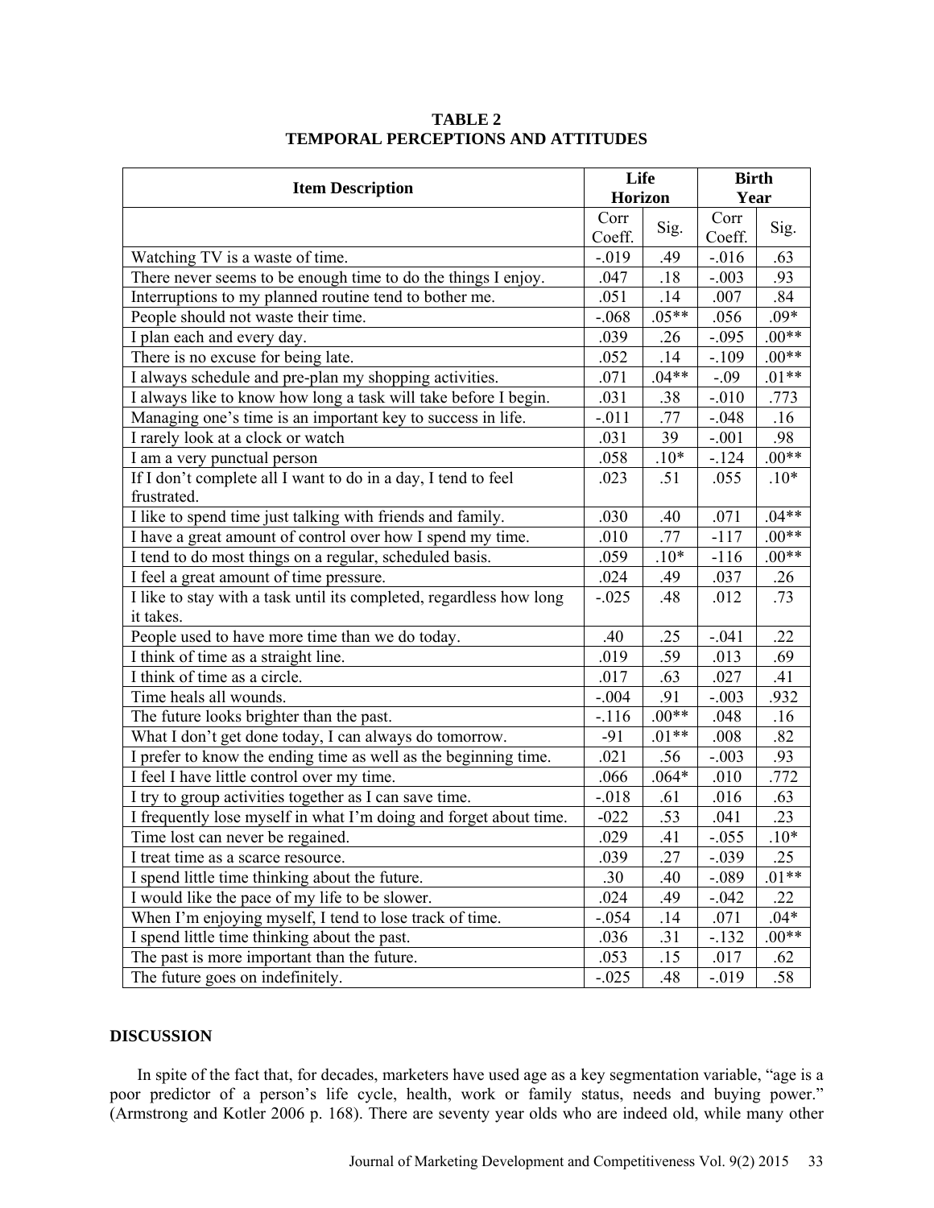**TABLE 2**
**TEMPORAL PERCEPTIONS AND ATTITUDES**

| Item Description | Life Horizon | | Birth Year | |
|---|---|---|---|---|
| | Corr Coeff. | Sig. | Corr Coeff. | Sig. |
| Watching TV is a waste of time. | -.019 | .49 | -.016 | .63 |
| There never seems to be enough time to do the things I enjoy. | .047 | .18 | -.003 | .93 |
| Interruptions to my planned routine tend to bother me. | .051 | .14 | .007 | .84 |
| People should not waste their time. | -.068 | .05** | .056 | .09* |
| I plan each and every day. | .039 | .26 | -.095 | .00** |
| There is no excuse for being late. | .052 | .14 | -.109 | .00** |
| I always schedule and pre-plan my shopping activities. | .071 | .04** | -.09 | .01** |
| I always like to know how long a task will take before I begin. | .031 | .38 | -.010 | .773 |
| Managing one's time is an important key to success in life. | -.011 | .77 | -.048 | .16 |
| I rarely look at a clock or watch | .031 | 39 | -.001 | .98 |
| I am a very punctual person | .058 | .10* | -.124 | .00** |
| If I don't complete all I want to do in a day, I tend to feel frustrated. | .023 | .51 | .055 | .10* |
| I like to spend time just talking with friends and family. | .030 | .40 | .071 | .04** |
| I have a great amount of control over how I spend my time. | .010 | .77 | -117 | .00** |
| I tend to do most things on a regular, scheduled basis. | .059 | .10* | -116 | .00** |
| I feel a great amount of time pressure. | .024 | .49 | .037 | .26 |
| I like to stay with a task until its completed, regardless how long it takes. | -.025 | .48 | .012 | .73 |
| People used to have more time than we do today. | .40 | .25 | -.041 | .22 |
| I think of time as a straight line. | .019 | .59 | .013 | .69 |
| I think of time as a circle. | .017 | .63 | .027 | .41 |
| Time heals all wounds. | -.004 | .91 | -.003 | .932 |
| The future looks brighter than the past. | -.116 | .00** | .048 | .16 |
| What I don't get done today, I can always do tomorrow. | -91 | .01** | .008 | .82 |
| I prefer to know the ending time as well as the beginning time. | .021 | .56 | -.003 | .93 |
| I feel I have little control over my time. | .066 | .064* | .010 | .772 |
| I try to group activities together as I can save time. | -.018 | .61 | .016 | .63 |
| I frequently lose myself in what I'm doing and forget about time. | -022 | .53 | .041 | .23 |
| Time lost can never be regained. | .029 | .41 | -.055 | .10* |
| I treat time as a scarce resource. | .039 | .27 | -.039 | .25 |
| I spend little time thinking about the future. | .30 | .40 | -.089 | .01** |
| I would like the pace of my life to be slower. | .024 | .49 | -.042 | .22 |
| When I'm enjoying myself, I tend to lose track of time. | -.054 | .14 | .071 | .04* |
| I spend little time thinking about the past. | .036 | .31 | -.132 | .00** |
| The past is more important than the future. | .053 | .15 | .017 | .62 |
| The future goes on indefinitely. | -.025 | .48 | -.019 | .58 |

## DISCUSSION

In spite of the fact that, for decades, marketers have used age as a key segmentation variable, "age is a poor predictor of a person's life cycle, health, work or family status, needs and buying power." (Armstrong and Kotler 2006 p. 168). There are seventy year olds who are indeed old, while many other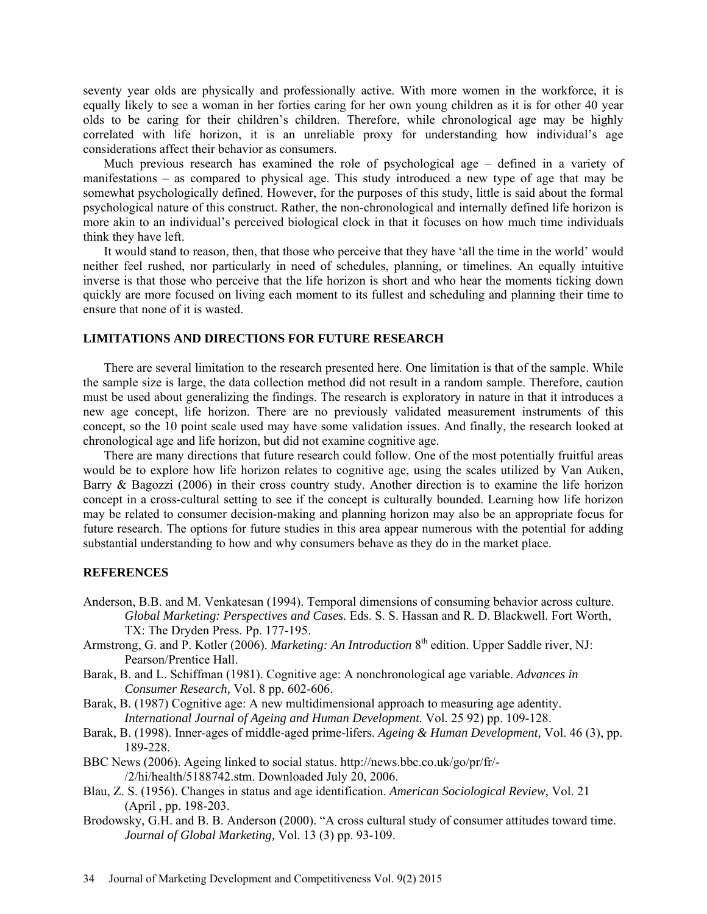seventy year olds are physically and professionally active. With more women in the workforce, it is equally likely to see a woman in her forties caring for her own young children as it is for other 40 year olds to be caring for their children's children. Therefore, while chronological age may be highly correlated with life horizon, it is an unreliable proxy for understanding how individual's age considerations affect their behavior as consumers.

Much previous research has examined the role of psychological age – defined in a variety of manifestations – as compared to physical age. This study introduced a new type of age that may be somewhat psychologically defined. However, for the purposes of this study, little is said about the formal psychological nature of this construct. Rather, the non-chronological and internally defined life horizon is more akin to an individual's perceived biological clock in that it focuses on how much time individuals think they have left.

It would stand to reason, then, that those who perceive that they have 'all the time in the world' would neither feel rushed, nor particularly in need of schedules, planning, or timelines. An equally intuitive inverse is that those who perceive that the life horizon is short and who hear the moments ticking down quickly are more focused on living each moment to its fullest and scheduling and planning their time to ensure that none of it is wasted.

## LIMITATIONS AND DIRECTIONS FOR FUTURE RESEARCH

There are several limitation to the research presented here. One limitation is that of the sample. While the sample size is large, the data collection method did not result in a random sample. Therefore, caution must be used about generalizing the findings. The research is exploratory in nature in that it introduces a new age concept, life horizon. There are no previously validated measurement instruments of this concept, so the 10 point scale used may have some validation issues. And finally, the research looked at chronological age and life horizon, but did not examine cognitive age.

There are many directions that future research could follow. One of the most potentially fruitful areas would be to explore how life horizon relates to cognitive age, using the scales utilized by Van Auken, Barry & Bagozzi (2006) in their cross country study. Another direction is to examine the life horizon concept in a cross-cultural setting to see if the concept is culturally bounded. Learning how life horizon may be related to consumer decision-making and planning horizon may also be an appropriate focus for future research. The options for future studies in this area appear numerous with the potential for adding substantial understanding to how and why consumers behave as they do in the market place.

## REFERENCES

Anderson, B.B. and M. Venkatesan (1994). Temporal dimensions of consuming behavior across culture. *Global Marketing: Perspectives and Cases.* Eds. S. S. Hassan and R. D. Blackwell. Fort Worth, TX: The Dryden Press. Pp. 177-195.

Armstrong, G. and P. Kotler (2006). *Marketing: An Introduction* 8th edition. Upper Saddle river, NJ: Pearson/Prentice Hall.

Barak, B. and L. Schiffman (1981). Cognitive age: A nonchronological age variable. *Advances in Consumer Research,* Vol. 8 pp. 602-606.

Barak, B. (1987) Cognitive age: A new multidimensional approach to measuring age adentity. *International Journal of Ageing and Human Development.* Vol. 25 92) pp. 109-128.

Barak, B. (1998). Inner-ages of middle-aged prime-lifers. *Ageing & Human Development,* Vol. 46 (3), pp. 189-228.

BBC News (2006). Ageing linked to social status. http://news.bbc.co.uk/go/pr/fr/-/2/hi/health/5188742.stm. Downloaded July 20, 2006.

Blau, Z. S. (1956). Changes in status and age identification. *American Sociological Review,* Vol. 21 (April , pp. 198-203.

Brodowsky, G.H. and B. B. Anderson (2000). "A cross cultural study of consumer attitudes toward time. *Journal of Global Marketing,* Vol. 13 (3) pp. 93-109.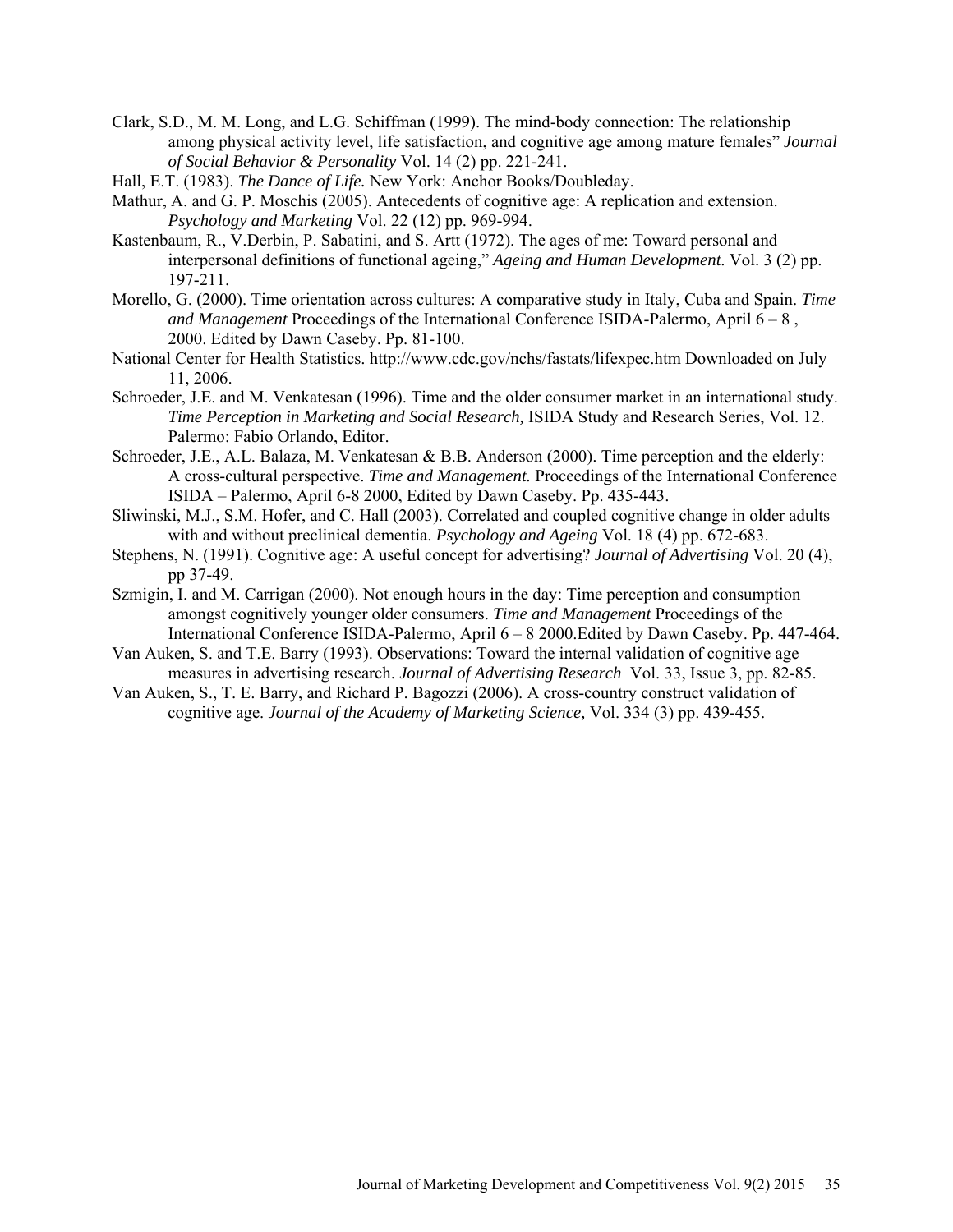Clark, S.D., M. M. Long, and L.G. Schiffman (1999). The mind-body connection: The relationship among physical activity level, life satisfaction, and cognitive age among mature females" *Journal of Social Behavior & Personality* Vol. 14 (2) pp. 221-241.

Hall, E.T. (1983). *The Dance of Life.* New York: Anchor Books/Doubleday.

Mathur, A. and G. P. Moschis (2005). Antecedents of cognitive age: A replication and extension. *Psychology and Marketing* Vol. 22 (12) pp. 969-994.

Kastenbaum, R., V.Derbin, P. Sabatini, and S. Artt (1972). The ages of me: Toward personal and interpersonal definitions of functional ageing," *Ageing and Human Development*. Vol. 3 (2) pp. 197-211.

Morello, G. (2000). Time orientation across cultures: A comparative study in Italy, Cuba and Spain. *Time and Management* Proceedings of the International Conference ISIDA-Palermo, April 6 – 8 , 2000. Edited by Dawn Caseby. Pp. 81-100.

National Center for Health Statistics. http://www.cdc.gov/nchs/fastats/lifexpec.htm Downloaded on July 11, 2006.

Schroeder, J.E. and M. Venkatesan (1996). Time and the older consumer market in an international study. *Time Perception in Marketing and Social Research,* ISIDA Study and Research Series, Vol. 12. Palermo: Fabio Orlando, Editor.

Schroeder, J.E., A.L. Balaza, M. Venkatesan & B.B. Anderson (2000). Time perception and the elderly: A cross-cultural perspective. *Time and Management.* Proceedings of the International Conference ISIDA – Palermo, April 6-8 2000, Edited by Dawn Caseby. Pp. 435-443.

Sliwinski, M.J., S.M. Hofer, and C. Hall (2003). Correlated and coupled cognitive change in older adults with and without preclinical dementia. *Psychology and Ageing* Vol. 18 (4) pp. 672-683.

Stephens, N. (1991). Cognitive age: A useful concept for advertising? *Journal of Advertising* Vol. 20 (4), pp 37-49.

Szmigin, I. and M. Carrigan (2000). Not enough hours in the day: Time perception and consumption amongst cognitively younger older consumers. *Time and Management* Proceedings of the International Conference ISIDA-Palermo, April 6 – 8 2000.Edited by Dawn Caseby. Pp. 447-464.

Van Auken, S. and T.E. Barry (1993). Observations: Toward the internal validation of cognitive age measures in advertising research. *Journal of Advertising Research* Vol. 33, Issue 3, pp. 82-85.

Van Auken, S., T. E. Barry, and Richard P. Bagozzi (2006). A cross-country construct validation of cognitive age. *Journal of the Academy of Marketing Science,* Vol. 334 (3) pp. 439-455.